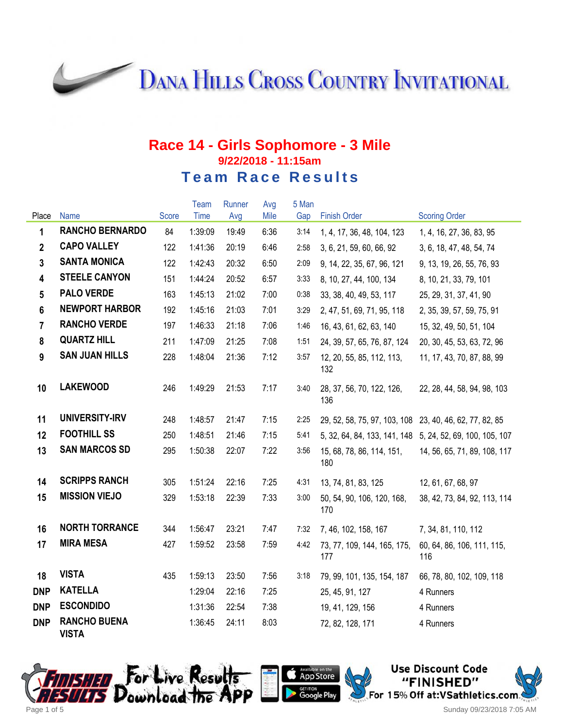# Dana Hills Cross Country Invitational

## Race 14 - Girls Sophomore - 3 Mile

### 9/22/2018 - 11:15am

## Team Race Results

| Place | Name | Score | Team Time | Runner Avg | Avg Mile | 5 Man Gap | Finish Order | Scoring Order |
|---|---|---|---|---|---|---|---|---|
| 1 | **RANCHO BERNARDO** | 84 | 1:39:09 | 19:49 | 6:36 | 3:14 | 1, 4, 17, 36, 48, 104, 123 | 1, 4, 16, 27, 36, 83, 95 |
| 2 | **CAPO VALLEY** | 122 | 1:41:36 | 20:19 | 6:46 | 2:58 | 3, 6, 21, 59, 60, 66, 92 | 3, 6, 18, 47, 48, 54, 74 |
| 3 | **SANTA MONICA** | 122 | 1:42:43 | 20:32 | 6:50 | 2:09 | 9, 14, 22, 35, 67, 96, 121 | 9, 13, 19, 26, 55, 76, 93 |
| 4 | **STEELE CANYON** | 151 | 1:44:24 | 20:52 | 6:57 | 3:33 | 8, 10, 27, 44, 100, 134 | 8, 10, 21, 33, 79, 101 |
| 5 | **PALO VERDE** | 163 | 1:45:13 | 21:02 | 7:00 | 0:38 | 33, 38, 40, 49, 53, 117 | 25, 29, 31, 37, 41, 90 |
| 6 | **NEWPORT HARBOR** | 192 | 1:45:16 | 21:03 | 7:01 | 3:29 | 2, 47, 51, 69, 71, 95, 118 | 2, 35, 39, 57, 59, 75, 91 |
| 7 | **RANCHO VERDE** | 197 | 1:46:33 | 21:18 | 7:06 | 1:46 | 16, 43, 61, 62, 63, 140 | 15, 32, 49, 50, 51, 104 |
| 8 | **QUARTZ HILL** | 211 | 1:47:09 | 21:25 | 7:08 | 1:51 | 24, 39, 57, 65, 76, 87, 124 | 20, 30, 45, 53, 63, 72, 96 |
| 9 | **SAN JUAN HILLS** | 228 | 1:48:04 | 21:36 | 7:12 | 3:57 | 12, 20, 55, 85, 112, 113, 132 | 11, 17, 43, 70, 87, 88, 99 |
| 10 | **LAKEWOOD** | 246 | 1:49:29 | 21:53 | 7:17 | 3:40 | 28, 37, 56, 70, 122, 126, 136 | 22, 28, 44, 58, 94, 98, 103 |
| 11 | **UNIVERSITY-IRV** | 248 | 1:48:57 | 21:47 | 7:15 | 2:25 | 29, 52, 58, 75, 97, 103, 108 | 23, 40, 46, 62, 77, 82, 85 |
| 12 | **FOOTHILL SS** | 250 | 1:48:51 | 21:46 | 7:15 | 5:41 | 5, 32, 64, 84, 133, 141, 148 | 5, 24, 52, 69, 100, 105, 107 |
| 13 | **SAN MARCOS SD** | 295 | 1:50:38 | 22:07 | 7:22 | 3:56 | 15, 68, 78, 86, 114, 151, 180 | 14, 56, 65, 71, 89, 108, 117 |
| 14 | **SCRIPPS RANCH** | 305 | 1:51:24 | 22:16 | 7:25 | 4:31 | 13, 74, 81, 83, 125 | 12, 61, 67, 68, 97 |
| 15 | **MISSION VIEJO** | 329 | 1:53:18 | 22:39 | 7:33 | 3:00 | 50, 54, 90, 106, 120, 168, 170 | 38, 42, 73, 84, 92, 113, 114 |
| 16 | **NORTH TORRANCE** | 344 | 1:56:47 | 23:21 | 7:47 | 7:32 | 7, 46, 102, 158, 167 | 7, 34, 81, 110, 112 |
| 17 | **MIRA MESA** | 427 | 1:59:52 | 23:58 | 7:59 | 4:42 | 73, 77, 109, 144, 165, 175, 177 | 60, 64, 86, 106, 111, 115, 116 |
| 18 | **VISTA** | 435 | 1:59:13 | 23:50 | 7:56 | 3:18 | 79, 99, 101, 135, 154, 187 | 66, 78, 80, 102, 109, 118 |
| DNP | **KATELLA** | | 1:29:04 | 22:16 | 7:25 | | 25, 45, 91, 127 | 4 Runners |
| DNP | **ESCONDIDO** | | 1:31:36 | 22:54 | 7:38 | | 19, 41, 129, 156 | 4 Runners |
| DNP | **RANCHO BUENA VISTA** | | 1:36:45 | 24:11 | 8:03 | | 72, 82, 128, 171 | 4 Runners |

For Live Results Download the App — Available on the App Store / Get it on Google Play

Use Discount Code "FINISHED" For 15% Off at:VSathletics.com

Sunday 09/23/2018 7:05 AM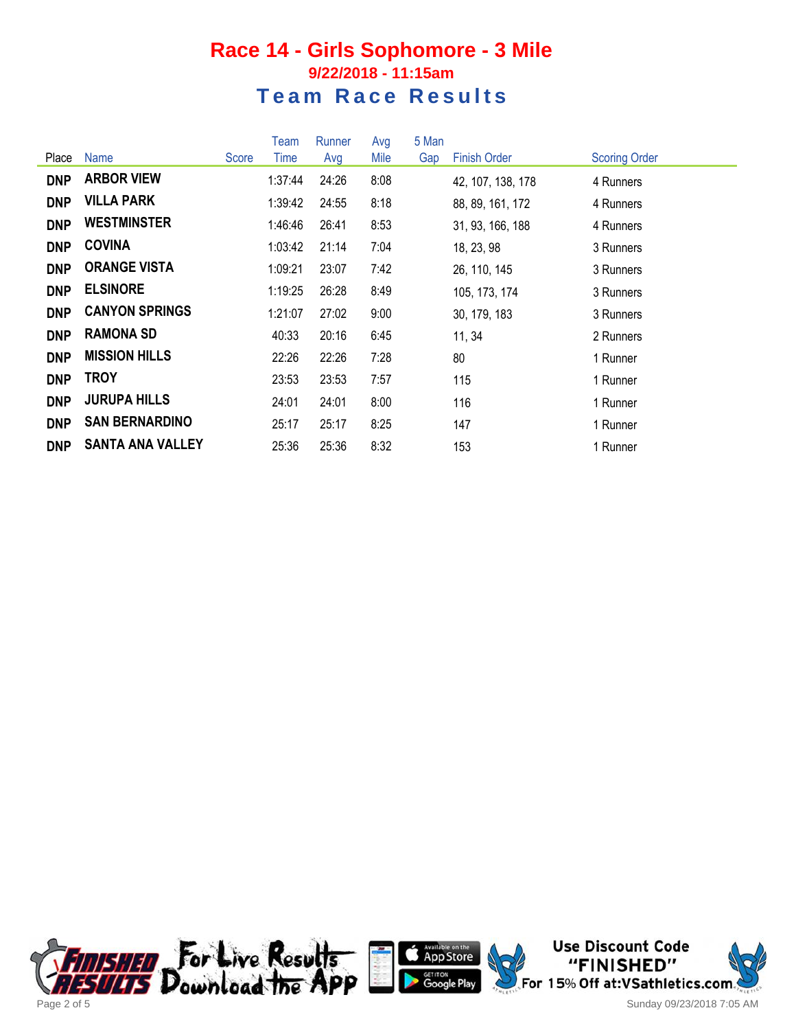# Race 14 - Girls Sophomore - 3 Mile

### 9/22/2018 - 11:15am

## Team Race Results

| Place | Name | Score | Team Time | Runner Avg | Avg Mile | 5 Man Gap | Finish Order | Scoring Order |
|---|---|---|---|---|---|---|---|---|
| **DNP** | **ARBOR VIEW** | | 1:37:44 | 24:26 | 8:08 | | 42, 107, 138, 178 | 4 Runners |
| **DNP** | **VILLA PARK** | | 1:39:42 | 24:55 | 8:18 | | 88, 89, 161, 172 | 4 Runners |
| **DNP** | **WESTMINSTER** | | 1:46:46 | 26:41 | 8:53 | | 31, 93, 166, 188 | 4 Runners |
| **DNP** | **COVINA** | | 1:03:42 | 21:14 | 7:04 | | 18, 23, 98 | 3 Runners |
| **DNP** | **ORANGE VISTA** | | 1:09:21 | 23:07 | 7:42 | | 26, 110, 145 | 3 Runners |
| **DNP** | **ELSINORE** | | 1:19:25 | 26:28 | 8:49 | | 105, 173, 174 | 3 Runners |
| **DNP** | **CANYON SPRINGS** | | 1:21:07 | 27:02 | 9:00 | | 30, 179, 183 | 3 Runners |
| **DNP** | **RAMONA SD** | | 40:33 | 20:16 | 6:45 | | 11, 34 | 2 Runners |
| **DNP** | **MISSION HILLS** | | 22:26 | 22:26 | 7:28 | | 80 | 1 Runner |
| **DNP** | **TROY** | | 23:53 | 23:53 | 7:57 | | 115 | 1 Runner |
| **DNP** | **JURUPA HILLS** | | 24:01 | 24:01 | 8:00 | | 116 | 1 Runner |
| **DNP** | **SAN BERNARDINO** | | 25:17 | 25:17 | 8:25 | | 147 | 1 Runner |
| **DNP** | **SANTA ANA VALLEY** | | 25:36 | 25:36 | 8:32 | | 153 | 1 Runner |

Finished Results — For Live Results Download the App — Available on the App Store — Get it on Google Play

Use Discount Code "FINISHED" For 15% Off at: VSathletics.com

Sunday 09/23/2018 7:05 AM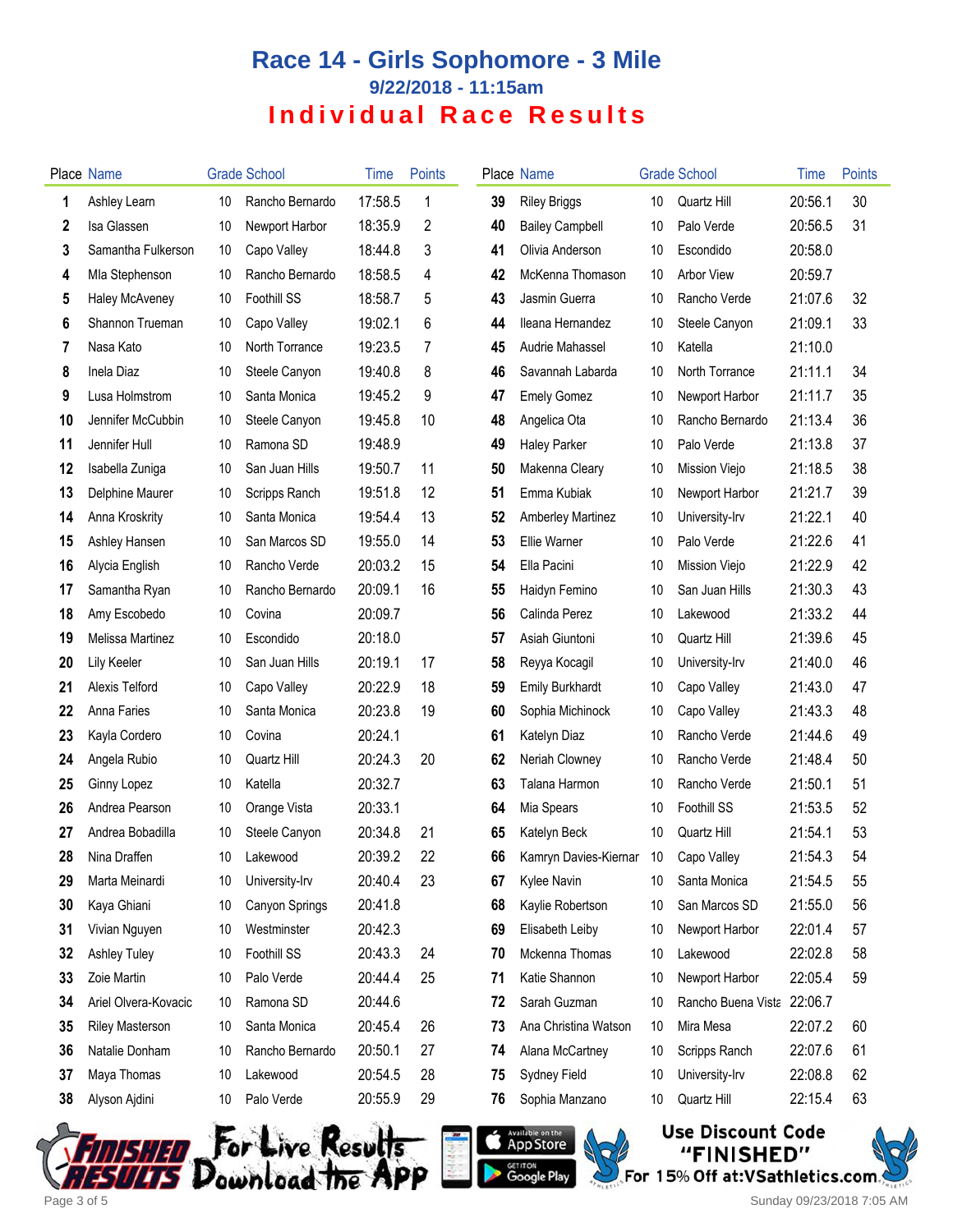# Race 14 - Girls Sophomore - 3 Mile

### 9/22/2018 - 11:15am

## Individual Race Results

| Place | Name | Grade | School | Time | Points |
|---|---|---|---|---|---|
| 1 | Ashley Learn | 10 | Rancho Bernardo | 17:58.5 | 1 |
| 2 | Isa Glassen | 10 | Newport Harbor | 18:35.9 | 2 |
| 3 | Samantha Fulkerson | 10 | Capo Valley | 18:44.8 | 3 |
| 4 | MIa Stephenson | 10 | Rancho Bernardo | 18:58.5 | 4 |
| 5 | Haley McAveney | 10 | Foothill SS | 18:58.7 | 5 |
| 6 | Shannon Trueman | 10 | Capo Valley | 19:02.1 | 6 |
| 7 | Nasa Kato | 10 | North Torrance | 19:23.5 | 7 |
| 8 | Inela Diaz | 10 | Steele Canyon | 19:40.8 | 8 |
| 9 | Lusa Holmstrom | 10 | Santa Monica | 19:45.2 | 9 |
| 10 | Jennifer McCubbin | 10 | Steele Canyon | 19:45.8 | 10 |
| 11 | Jennifer Hull | 10 | Ramona SD | 19:48.9 | |
| 12 | Isabella Zuniga | 10 | San Juan Hills | 19:50.7 | 11 |
| 13 | Delphine Maurer | 10 | Scripps Ranch | 19:51.8 | 12 |
| 14 | Anna Kroskrity | 10 | Santa Monica | 19:54.4 | 13 |
| 15 | Ashley Hansen | 10 | San Marcos SD | 19:55.0 | 14 |
| 16 | Alycia English | 10 | Rancho Verde | 20:03.2 | 15 |
| 17 | Samantha Ryan | 10 | Rancho Bernardo | 20:09.1 | 16 |
| 18 | Amy Escobedo | 10 | Covina | 20:09.7 | |
| 19 | Melissa Martinez | 10 | Escondido | 20:18.0 | |
| 20 | Lily Keeler | 10 | San Juan Hills | 20:19.1 | 17 |
| 21 | Alexis Telford | 10 | Capo Valley | 20:22.9 | 18 |
| 22 | Anna Faries | 10 | Santa Monica | 20:23.8 | 19 |
| 23 | Kayla Cordero | 10 | Covina | 20:24.1 | |
| 24 | Angela Rubio | 10 | Quartz Hill | 20:24.3 | 20 |
| 25 | Ginny Lopez | 10 | Katella | 20:32.7 | |
| 26 | Andrea Pearson | 10 | Orange Vista | 20:33.1 | |
| 27 | Andrea Bobadilla | 10 | Steele Canyon | 20:34.8 | 21 |
| 28 | Nina Draffen | 10 | Lakewood | 20:39.2 | 22 |
| 29 | Marta Meinardi | 10 | University-Irv | 20:40.4 | 23 |
| 30 | Kaya Ghiani | 10 | Canyon Springs | 20:41.8 | |
| 31 | Vivian Nguyen | 10 | Westminster | 20:42.3 | |
| 32 | Ashley Tuley | 10 | Foothill SS | 20:43.3 | 24 |
| 33 | Zoie Martin | 10 | Palo Verde | 20:44.4 | 25 |
| 34 | Ariel Olvera-Kovacic | 10 | Ramona SD | 20:44.6 | |
| 35 | Riley Masterson | 10 | Santa Monica | 20:45.4 | 26 |
| 36 | Natalie Donham | 10 | Rancho Bernardo | 20:50.1 | 27 |
| 37 | Maya Thomas | 10 | Lakewood | 20:54.5 | 28 |
| 38 | Alyson Ajdini | 10 | Palo Verde | 20:55.9 | 29 |
| 39 | Riley Briggs | 10 | Quartz Hill | 20:56.1 | 30 |
| 40 | Bailey Campbell | 10 | Palo Verde | 20:56.5 | 31 |
| 41 | Olivia Anderson | 10 | Escondido | 20:58.0 | |
| 42 | McKenna Thomason | 10 | Arbor View | 20:59.7 | |
| 43 | Jasmin Guerra | 10 | Rancho Verde | 21:07.6 | 32 |
| 44 | Ileana Hernandez | 10 | Steele Canyon | 21:09.1 | 33 |
| 45 | Audrie Mahassel | 10 | Katella | 21:10.0 | |
| 46 | Savannah Labarda | 10 | North Torrance | 21:11.1 | 34 |
| 47 | Emely Gomez | 10 | Newport Harbor | 21:11.7 | 35 |
| 48 | Angelica Ota | 10 | Rancho Bernardo | 21:13.4 | 36 |
| 49 | Haley Parker | 10 | Palo Verde | 21:13.8 | 37 |
| 50 | Makenna Cleary | 10 | Mission Viejo | 21:18.5 | 38 |
| 51 | Emma Kubiak | 10 | Newport Harbor | 21:21.7 | 39 |
| 52 | Amberley Martinez | 10 | University-Irv | 21:22.1 | 40 |
| 53 | Ellie Warner | 10 | Palo Verde | 21:22.6 | 41 |
| 54 | Ella Pacini | 10 | Mission Viejo | 21:22.9 | 42 |
| 55 | Haidyn Femino | 10 | San Juan Hills | 21:30.3 | 43 |
| 56 | Calinda Perez | 10 | Lakewood | 21:33.2 | 44 |
| 57 | Asiah Giuntoni | 10 | Quartz Hill | 21:39.6 | 45 |
| 58 | Reyya Kocagil | 10 | University-Irv | 21:40.0 | 46 |
| 59 | Emily Burkhardt | 10 | Capo Valley | 21:43.0 | 47 |
| 60 | Sophia Michinock | 10 | Capo Valley | 21:43.3 | 48 |
| 61 | Katelyn Diaz | 10 | Rancho Verde | 21:44.6 | 49 |
| 62 | Neriah Clowney | 10 | Rancho Verde | 21:48.4 | 50 |
| 63 | Talana Harmon | 10 | Rancho Verde | 21:50.1 | 51 |
| 64 | Mia Spears | 10 | Foothill SS | 21:53.5 | 52 |
| 65 | Katelyn Beck | 10 | Quartz Hill | 21:54.1 | 53 |
| 66 | Kamryn Davies-Kiernar | 10 | Capo Valley | 21:54.3 | 54 |
| 67 | Kylee Navin | 10 | Santa Monica | 21:54.5 | 55 |
| 68 | Kaylie Robertson | 10 | San Marcos SD | 21:55.0 | 56 |
| 69 | Elisabeth Leiby | 10 | Newport Harbor | 22:01.4 | 57 |
| 70 | Mckenna Thomas | 10 | Lakewood | 22:02.8 | 58 |
| 71 | Katie Shannon | 10 | Newport Harbor | 22:05.4 | 59 |
| 72 | Sarah Guzman | 10 | Rancho Buena Vista | 22:06.7 | |
| 73 | Ana Christina Watson | 10 | Mira Mesa | 22:07.2 | 60 |
| 74 | Alana McCartney | 10 | Scripps Ranch | 22:07.6 | 61 |
| 75 | Sydney Field | 10 | University-Irv | 22:08.8 | 62 |
| 76 | Sophia Manzano | 10 | Quartz Hill | 22:15.4 | 63 |

For Live Results Download the App

Use Discount Code "FINISHED" For 15% Off at:VSathletics.com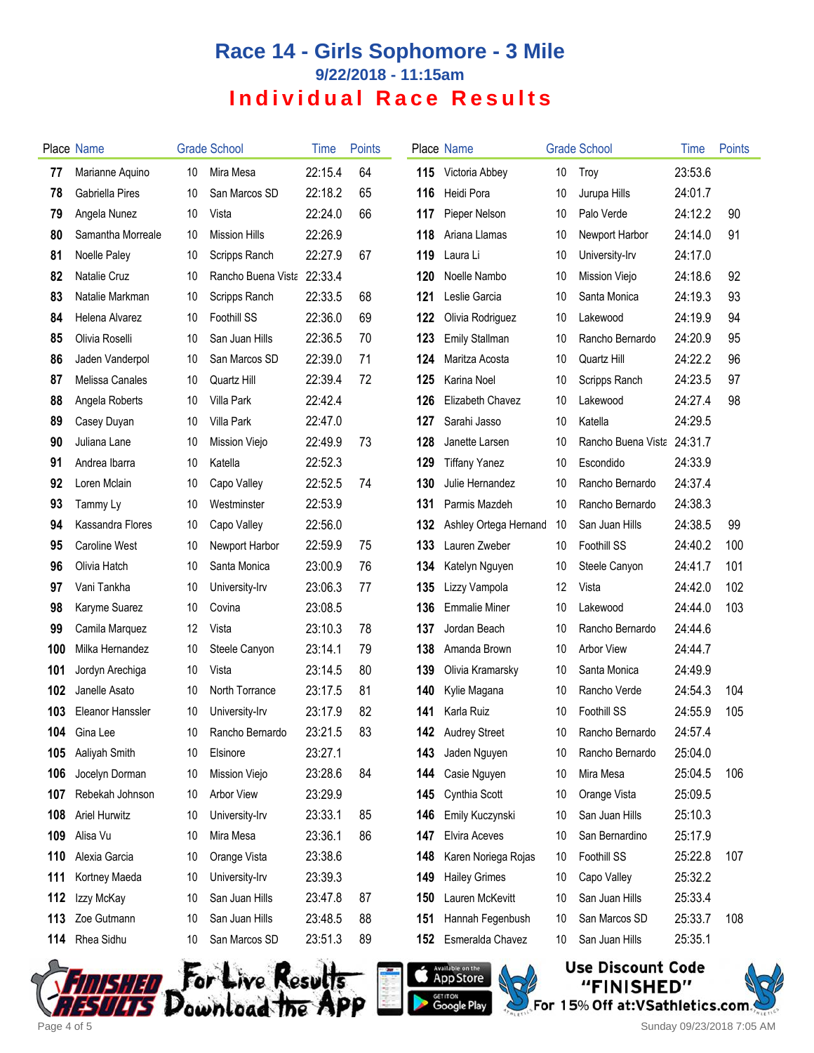# Race 14 - Girls Sophomore - 3 Mile

### 9/22/2018 - 11:15am

## Individual Race Results

| Place | Name | Grade | School | Time | Points |
|---|---|---|---|---|---|
| 77 | Marianne Aquino | 10 | Mira Mesa | 22:15.4 | 64 |
| 78 | Gabriella Pires | 10 | San Marcos SD | 22:18.2 | 65 |
| 79 | Angela Nunez | 10 | Vista | 22:24.0 | 66 |
| 80 | Samantha Morreale | 10 | Mission Hills | 22:26.9 | |
| 81 | Noelle Paley | 10 | Scripps Ranch | 22:27.9 | 67 |
| 82 | Natalie Cruz | 10 | Rancho Buena Vista | 22:33.4 | |
| 83 | Natalie Markman | 10 | Scripps Ranch | 22:33.5 | 68 |
| 84 | Helena Alvarez | 10 | Foothill SS | 22:36.0 | 69 |
| 85 | Olivia Roselli | 10 | San Juan Hills | 22:36.5 | 70 |
| 86 | Jaden Vanderpol | 10 | San Marcos SD | 22:39.0 | 71 |
| 87 | Melissa Canales | 10 | Quartz Hill | 22:39.4 | 72 |
| 88 | Angela Roberts | 10 | Villa Park | 22:42.4 | |
| 89 | Casey Duyan | 10 | Villa Park | 22:47.0 | |
| 90 | Juliana Lane | 10 | Mission Viejo | 22:49.9 | 73 |
| 91 | Andrea Ibarra | 10 | Katella | 22:52.3 | |
| 92 | Loren Mclain | 10 | Capo Valley | 22:52.5 | 74 |
| 93 | Tammy Ly | 10 | Westminster | 22:53.9 | |
| 94 | Kassandra Flores | 10 | Capo Valley | 22:56.0 | |
| 95 | Caroline West | 10 | Newport Harbor | 22:59.9 | 75 |
| 96 | Olivia Hatch | 10 | Santa Monica | 23:00.9 | 76 |
| 97 | Vani Tankha | 10 | University-Irv | 23:06.3 | 77 |
| 98 | Karyme Suarez | 10 | Covina | 23:08.5 | |
| 99 | Camila Marquez | 12 | Vista | 23:10.3 | 78 |
| 100 | Milka Hernandez | 10 | Steele Canyon | 23:14.1 | 79 |
| 101 | Jordyn Arechiga | 10 | Vista | 23:14.5 | 80 |
| 102 | Janelle Asato | 10 | North Torrance | 23:17.5 | 81 |
| 103 | Eleanor Hanssler | 10 | University-Irv | 23:17.9 | 82 |
| 104 | Gina Lee | 10 | Rancho Bernardo | 23:21.5 | 83 |
| 105 | Aaliyah Smith | 10 | Elsinore | 23:27.1 | |
| 106 | Jocelyn Dorman | 10 | Mission Viejo | 23:28.6 | 84 |
| 107 | Rebekah Johnson | 10 | Arbor View | 23:29.9 | |
| 108 | Ariel Hurwitz | 10 | University-Irv | 23:33.1 | 85 |
| 109 | Alisa Vu | 10 | Mira Mesa | 23:36.1 | 86 |
| 110 | Alexia Garcia | 10 | Orange Vista | 23:38.6 | |
| 111 | Kortney Maeda | 10 | University-Irv | 23:39.3 | |
| 112 | Izzy McKay | 10 | San Juan Hills | 23:47.8 | 87 |
| 113 | Zoe Gutmann | 10 | San Juan Hills | 23:48.5 | 88 |
| 114 | Rhea Sidhu | 10 | San Marcos SD | 23:51.3 | 89 |
| 115 | Victoria Abbey | 10 | Troy | 23:53.6 | |
| 116 | Heidi Pora | 10 | Jurupa Hills | 24:01.7 | |
| 117 | Pieper Nelson | 10 | Palo Verde | 24:12.2 | 90 |
| 118 | Ariana Llamas | 10 | Newport Harbor | 24:14.0 | 91 |
| 119 | Laura Li | 10 | University-Irv | 24:17.0 | |
| 120 | Noelle Nambo | 10 | Mission Viejo | 24:18.6 | 92 |
| 121 | Leslie Garcia | 10 | Santa Monica | 24:19.3 | 93 |
| 122 | Olivia Rodriguez | 10 | Lakewood | 24:19.9 | 94 |
| 123 | Emily Stallman | 10 | Rancho Bernardo | 24:20.9 | 95 |
| 124 | Maritza Acosta | 10 | Quartz Hill | 24:22.2 | 96 |
| 125 | Karina Noel | 10 | Scripps Ranch | 24:23.5 | 97 |
| 126 | Elizabeth Chavez | 10 | Lakewood | 24:27.4 | 98 |
| 127 | Sarahi Jasso | 10 | Katella | 24:29.5 | |
| 128 | Janette Larsen | 10 | Rancho Buena Vista | 24:31.7 | |
| 129 | Tiffany Yanez | 10 | Escondido | 24:33.9 | |
| 130 | Julie Hernandez | 10 | Rancho Bernardo | 24:37.4 | |
| 131 | Parmis Mazdeh | 10 | Rancho Bernardo | 24:38.3 | |
| 132 | Ashley Ortega Hernand | 10 | San Juan Hills | 24:38.5 | 99 |
| 133 | Lauren Zweber | 10 | Foothill SS | 24:40.2 | 100 |
| 134 | Katelyn Nguyen | 10 | Steele Canyon | 24:41.7 | 101 |
| 135 | Lizzy Vampola | 12 | Vista | 24:42.0 | 102 |
| 136 | Emmalie Miner | 10 | Lakewood | 24:44.0 | 103 |
| 137 | Jordan Beach | 10 | Rancho Bernardo | 24:44.6 | |
| 138 | Amanda Brown | 10 | Arbor View | 24:44.7 | |
| 139 | Olivia Kramarsky | 10 | Santa Monica | 24:49.9 | |
| 140 | Kylie Magana | 10 | Rancho Verde | 24:54.3 | 104 |
| 141 | Karla Ruiz | 10 | Foothill SS | 24:55.9 | 105 |
| 142 | Audrey Street | 10 | Rancho Bernardo | 24:57.4 | |
| 143 | Jaden Nguyen | 10 | Rancho Bernardo | 25:04.0 | |
| 144 | Casie Nguyen | 10 | Mira Mesa | 25:04.5 | 106 |
| 145 | Cynthia Scott | 10 | Orange Vista | 25:09.5 | |
| 146 | Emily Kuczynski | 10 | San Juan Hills | 25:10.3 | |
| 147 | Elvira Aceves | 10 | San Bernardino | 25:17.9 | |
| 148 | Karen Noriega Rojas | 10 | Foothill SS | 25:22.8 | 107 |
| 149 | Hailey Grimes | 10 | Capo Valley | 25:32.2 | |
| 150 | Lauren McKevitt | 10 | San Juan Hills | 25:33.4 | |
| 151 | Hannah Fegenbush | 10 | San Marcos SD | 25:33.7 | 108 |
| 152 | Esmeralda Chavez | 10 | San Juan Hills | 25:35.1 | |

For Live Results Download the App

Use Discount Code "FINISHED" For 15% Off at:VSathletics.com

Sunday 09/23/2018 7:05 AM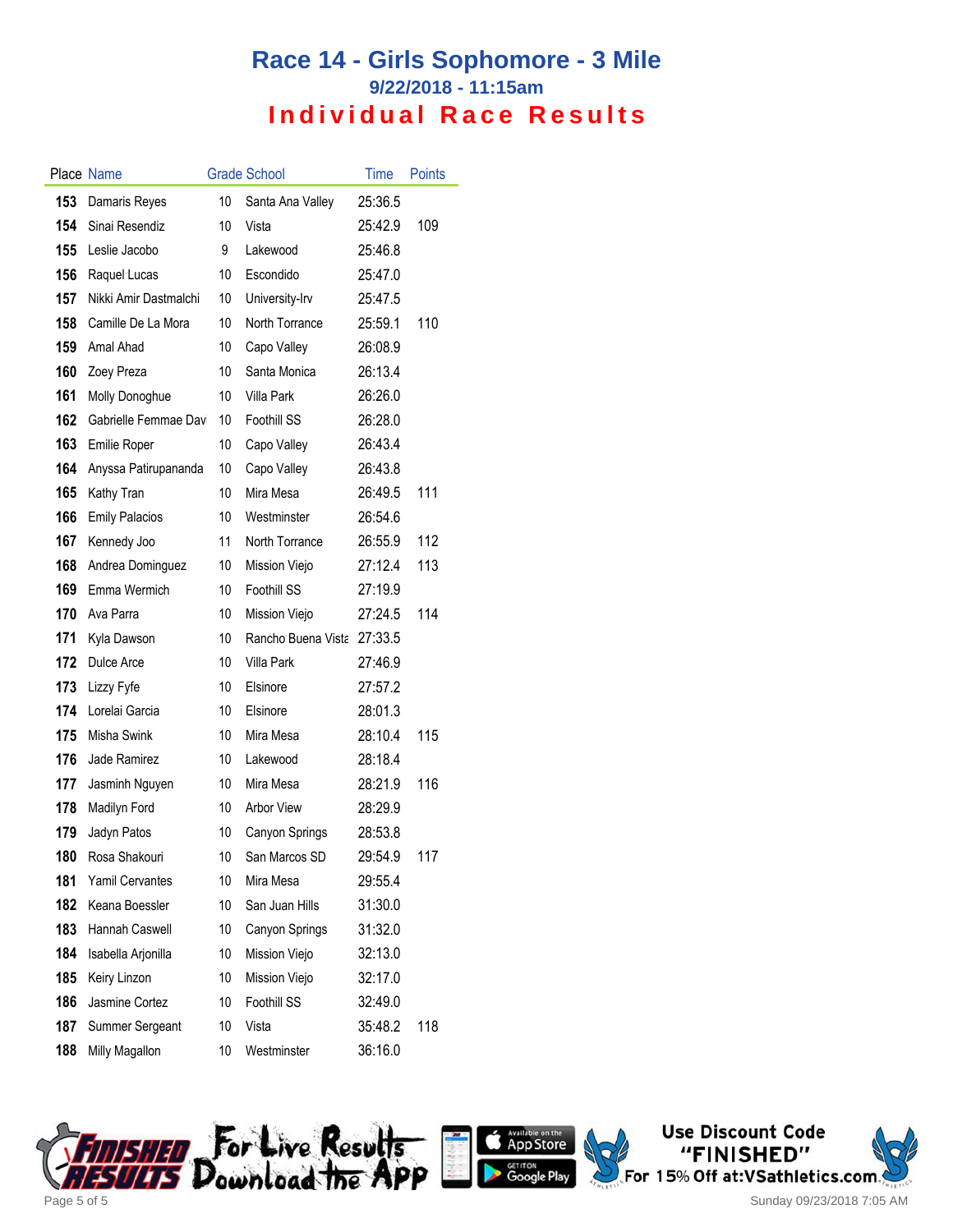# Race 14 - Girls Sophomore - 3 Mile

### 9/22/2018 - 11:15am

## Individual Race Results

| Place | Name | Grade | School | Time | Points |
|---|---|---|---|---|---|
| 153 | Damaris Reyes | 10 | Santa Ana Valley | 25:36.5 | |
| 154 | Sinai Resendiz | 10 | Vista | 25:42.9 | 109 |
| 155 | Leslie Jacobo | 9 | Lakewood | 25:46.8 | |
| 156 | Raquel Lucas | 10 | Escondido | 25:47.0 | |
| 157 | Nikki Amir Dastmalchi | 10 | University-Irv | 25:47.5 | |
| 158 | Camille De La Mora | 10 | North Torrance | 25:59.1 | 110 |
| 159 | Amal Ahad | 10 | Capo Valley | 26:08.9 | |
| 160 | Zoey Preza | 10 | Santa Monica | 26:13.4 | |
| 161 | Molly Donoghue | 10 | Villa Park | 26:26.0 | |
| 162 | Gabrielle Femmae Dav | 10 | Foothill SS | 26:28.0 | |
| 163 | Emilie Roper | 10 | Capo Valley | 26:43.4 | |
| 164 | Anyssa Patirupananda | 10 | Capo Valley | 26:43.8 | |
| 165 | Kathy Tran | 10 | Mira Mesa | 26:49.5 | 111 |
| 166 | Emily Palacios | 10 | Westminster | 26:54.6 | |
| 167 | Kennedy Joo | 11 | North Torrance | 26:55.9 | 112 |
| 168 | Andrea Dominguez | 10 | Mission Viejo | 27:12.4 | 113 |
| 169 | Emma Wermich | 10 | Foothill SS | 27:19.9 | |
| 170 | Ava Parra | 10 | Mission Viejo | 27:24.5 | 114 |
| 171 | Kyla Dawson | 10 | Rancho Buena Vista | 27:33.5 | |
| 172 | Dulce Arce | 10 | Villa Park | 27:46.9 | |
| 173 | Lizzy Fyfe | 10 | Elsinore | 27:57.2 | |
| 174 | Lorelai Garcia | 10 | Elsinore | 28:01.3 | |
| 175 | Misha Swink | 10 | Mira Mesa | 28:10.4 | 115 |
| 176 | Jade Ramirez | 10 | Lakewood | 28:18.4 | |
| 177 | Jasminh Nguyen | 10 | Mira Mesa | 28:21.9 | 116 |
| 178 | Madilyn Ford | 10 | Arbor View | 28:29.9 | |
| 179 | Jadyn Patos | 10 | Canyon Springs | 28:53.8 | |
| 180 | Rosa Shakouri | 10 | San Marcos SD | 29:54.9 | 117 |
| 181 | Yamil Cervantes | 10 | Mira Mesa | 29:55.4 | |
| 182 | Keana Boessler | 10 | San Juan Hills | 31:30.0 | |
| 183 | Hannah Caswell | 10 | Canyon Springs | 31:32.0 | |
| 184 | Isabella Arjonilla | 10 | Mission Viejo | 32:13.0 | |
| 185 | Keiry Linzon | 10 | Mission Viejo | 32:17.0 | |
| 186 | Jasmine Cortez | 10 | Foothill SS | 32:49.0 | |
| 187 | Summer Sergeant | 10 | Vista | 35:48.2 | 118 |
| 188 | Milly Magallon | 10 | Westminster | 36:16.0 | |

Finished Results — For Live Results Download the App — Available on the App Store — Get it on Google Play

Use Discount Code "FINISHED" For 15% Off at:VSathletics.com